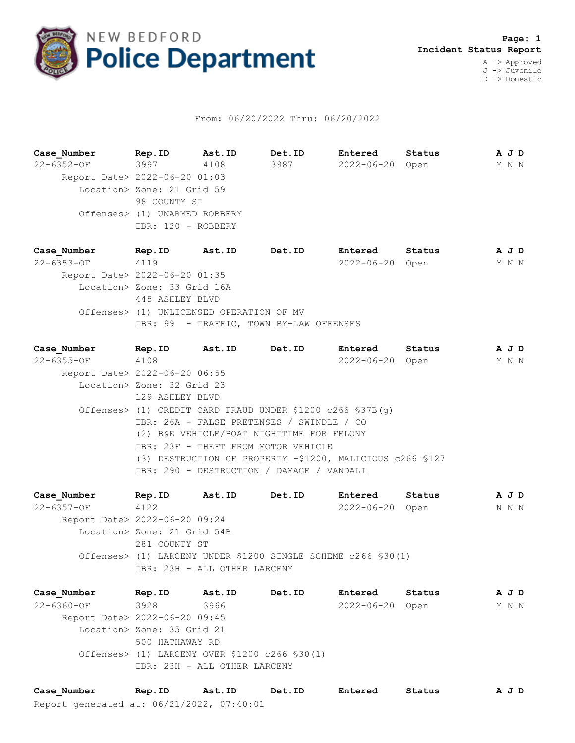# NEW BEDFORD Police Department

**Incident Status Report**

A -> Approved
J -> Juvenile
D -> Domestic

From: 06/20/2022 Thru: 06/20/2022

| Case_Number | Rep.ID | Ast.ID | Det.ID | Entered | Status | A J D |
|---|---|---|---|---|---|---|
| 22-6352-OF | 3997 | 4108 | 3987 | 2022-06-20 | Open | Y N N |

Report Date> 2022-06-20 01:03
Location> Zone: 21 Grid 59
98 COUNTY ST
Offenses> (1) UNARMED ROBBERY
IBR: 120 - ROBBERY

| Case_Number | Rep.ID | Ast.ID | Det.ID | Entered | Status | A J D |
|---|---|---|---|---|---|---|
| 22-6353-OF | 4119 | | | 2022-06-20 | Open | Y N N |

Report Date> 2022-06-20 01:35
Location> Zone: 33 Grid 16A
445 ASHLEY BLVD
Offenses> (1) UNLICENSED OPERATION OF MV
IBR: 99 - TRAFFIC, TOWN BY-LAW OFFENSES

| Case_Number | Rep.ID | Ast.ID | Det.ID | Entered | Status | A J D |
|---|---|---|---|---|---|---|
| 22-6355-OF | 4108 | | | 2022-06-20 | Open | Y N N |

Report Date> 2022-06-20 06:55
Location> Zone: 32 Grid 23
129 ASHLEY BLVD
Offenses> (1) CREDIT CARD FRAUD UNDER $1200 c266 §37B(g)
IBR: 26A - FALSE PRETENSES / SWINDLE / CO
(2) B&E VEHICLE/BOAT NIGHTTIME FOR FELONY
IBR: 23F - THEFT FROM MOTOR VEHICLE
(3) DESTRUCTION OF PROPERTY -$1200, MALICIOUS c266 §127
IBR: 290 - DESTRUCTION / DAMAGE / VANDALI

| Case_Number | Rep.ID | Ast.ID | Det.ID | Entered | Status | A J D |
|---|---|---|---|---|---|---|
| 22-6357-OF | 4122 | | | 2022-06-20 | Open | N N N |

Report Date> 2022-06-20 09:24
Location> Zone: 21 Grid 54B
281 COUNTY ST
Offenses> (1) LARCENY UNDER $1200 SINGLE SCHEME c266 §30(1)
IBR: 23H - ALL OTHER LARCENY

| Case_Number | Rep.ID | Ast.ID | Det.ID | Entered | Status | A J D |
|---|---|---|---|---|---|---|
| 22-6360-OF | 3928 | 3966 | | 2022-06-20 | Open | Y N N |

Report Date> 2022-06-20 09:45
Location> Zone: 35 Grid 21
500 HATHAWAY RD
Offenses> (1) LARCENY OVER $1200 c266 §30(1)
IBR: 23H - ALL OTHER LARCENY

| Case_Number | Rep.ID | Ast.ID | Det.ID | Entered | Status | A J D |
|---|---|---|---|---|---|---|

Report generated at: 06/21/2022, 07:40:01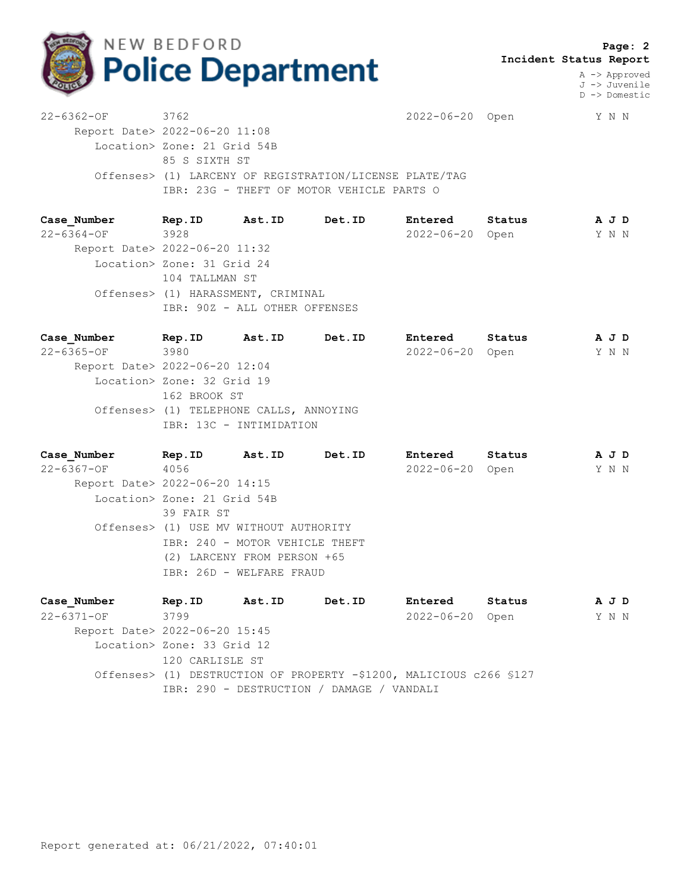**Incident Status Report**

A -> Approved
J -> Juvenile
D -> Domestic

| Case_Number | Rep.ID | Ast.ID | Det.ID | Entered | Status | A J D |
|---|---|---|---|---|---|---|
| 22-6362-OF | 3762 | | | 2022-06-20 | Open | Y N N |

Report Date> 2022-06-20 11:08
Location> Zone: 21 Grid 54B
85 S SIXTH ST
Offenses> (1) LARCENY OF REGISTRATION/LICENSE PLATE/TAG
IBR: 23G - THEFT OF MOTOR VEHICLE PARTS O

| Case_Number | Rep.ID | Ast.ID | Det.ID | Entered | Status | A J D |
|---|---|---|---|---|---|---|
| 22-6364-OF | 3928 | | | 2022-06-20 | Open | Y N N |

Report Date> 2022-06-20 11:32
Location> Zone: 31 Grid 24
104 TALLMAN ST
Offenses> (1) HARASSMENT, CRIMINAL
IBR: 90Z - ALL OTHER OFFENSES

| Case_Number | Rep.ID | Ast.ID | Det.ID | Entered | Status | A J D |
|---|---|---|---|---|---|---|
| 22-6365-OF | 3980 | | | 2022-06-20 | Open | Y N N |

Report Date> 2022-06-20 12:04
Location> Zone: 32 Grid 19
162 BROOK ST
Offenses> (1) TELEPHONE CALLS, ANNOYING
IBR: 13C - INTIMIDATION

| Case_Number | Rep.ID | Ast.ID | Det.ID | Entered | Status | A J D |
|---|---|---|---|---|---|---|
| 22-6367-OF | 4056 | | | 2022-06-20 | Open | Y N N |

Report Date> 2022-06-20 14:15
Location> Zone: 21 Grid 54B
39 FAIR ST
Offenses> (1) USE MV WITHOUT AUTHORITY
IBR: 240 - MOTOR VEHICLE THEFT
(2) LARCENY FROM PERSON +65
IBR: 26D - WELFARE FRAUD

| Case_Number | Rep.ID | Ast.ID | Det.ID | Entered | Status | A J D |
|---|---|---|---|---|---|---|
| 22-6371-OF | 3799 | | | 2022-06-20 | Open | Y N N |

Report Date> 2022-06-20 15:45
Location> Zone: 33 Grid 12
120 CARLISLE ST
Offenses> (1) DESTRUCTION OF PROPERTY -$1200, MALICIOUS c266 §127
IBR: 290 - DESTRUCTION / DAMAGE / VANDALI

Report generated at: 06/21/2022, 07:40:01